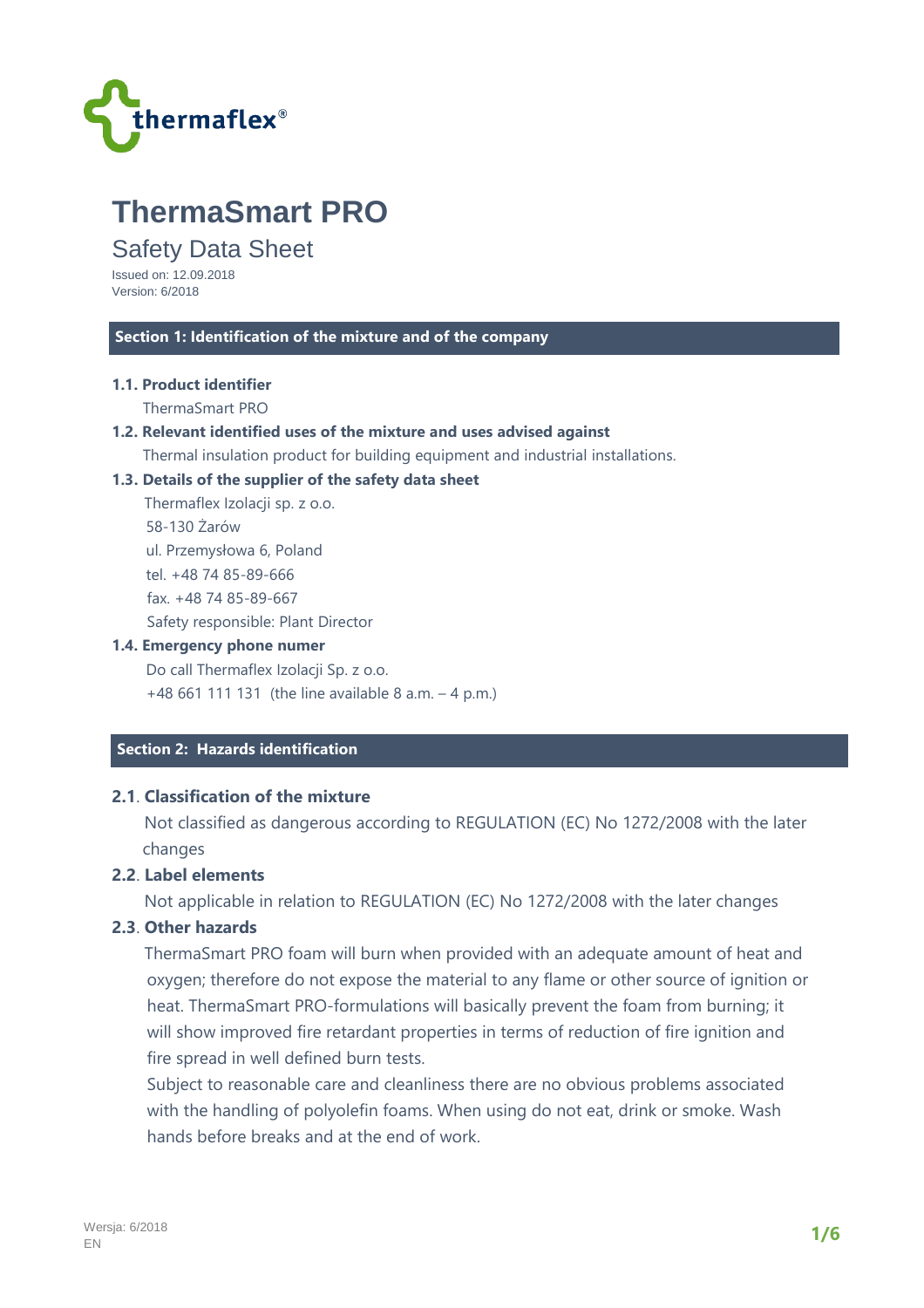thermaflex®

# ThermaSmart PRO

## Safety Data Sheet

Issued on: 12.09.2018
Version: 6/2018

## Section 1: Identification of the mixture and of the company

**1.1. Product identifier**

ThermaSmart PRO

**1.2. Relevant identified uses of the mixture and uses advised against**

Thermal insulation product for building equipment and industrial installations.

**1.3. Details of the supplier of the safety data sheet**

Thermaflex Izolacji sp. z o.o.
58-130 Żarów
ul. Przemysłowa 6, Poland
tel. +48 74 85-89-666
fax. +48 74 85-89-667
Safety responsible: Plant Director

**1.4. Emergency phone numer**

Do call Thermaflex Izolacji Sp. z o.o.
+48 661 111 131 (the line available 8 a.m. – 4 p.m.)

## Section 2: Hazards identification

**2.1. Classification of the mixture**

Not classified as dangerous according to REGULATION (EC) No 1272/2008 with the later changes

**2.2. Label elements**

Not applicable in relation to REGULATION (EC) No 1272/2008 with the later changes

**2.3. Other hazards**

ThermaSmart PRO foam will burn when provided with an adequate amount of heat and oxygen; therefore do not expose the material to any flame or other source of ignition or heat. ThermaSmart PRO-formulations will basically prevent the foam from burning; it will show improved fire retardant properties in terms of reduction of fire ignition and fire spread in well defined burn tests.
Subject to reasonable care and cleanliness there are no obvious problems associated with the handling of polyolefin foams. When using do not eat, drink or smoke. Wash hands before breaks and at the end of work.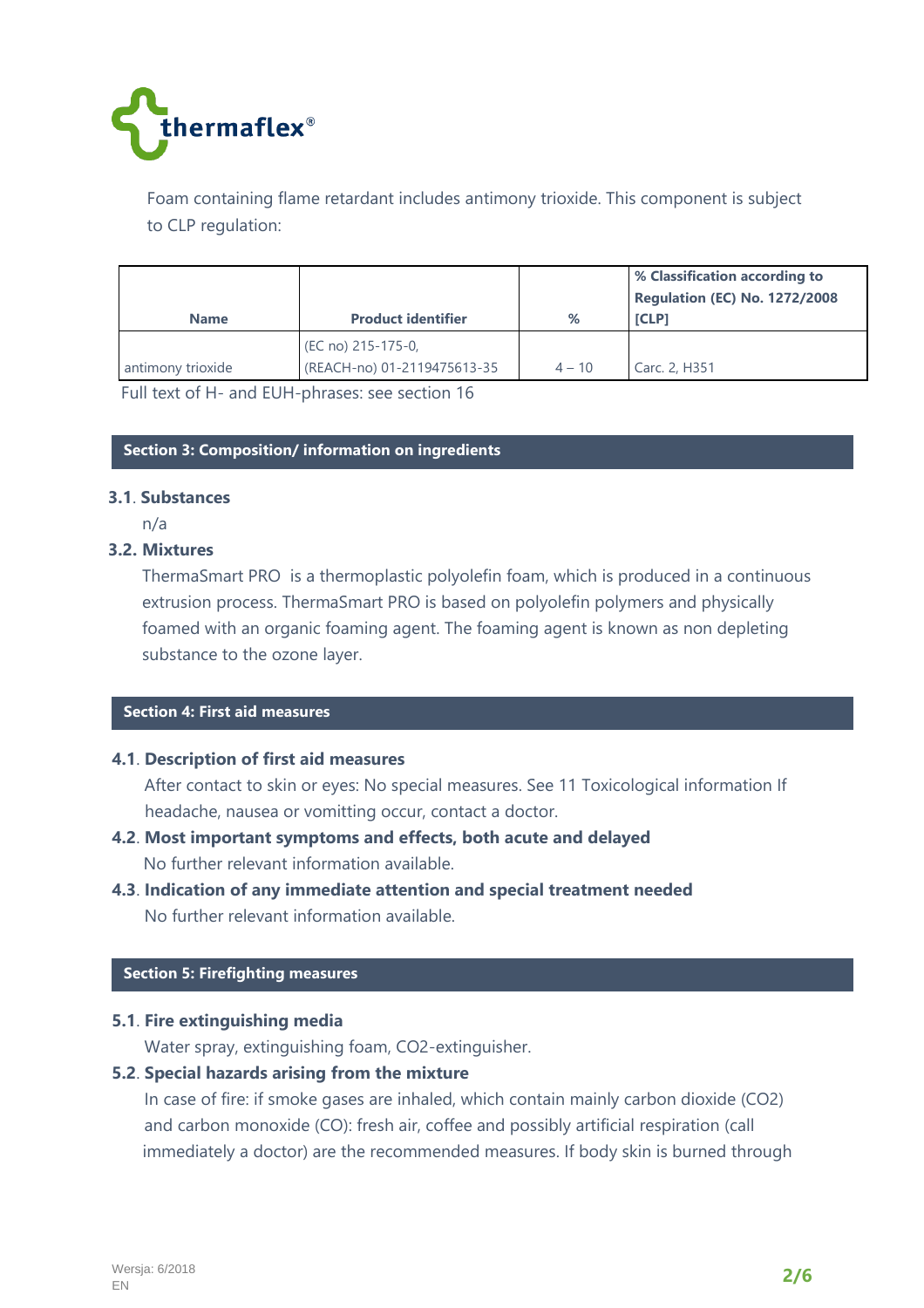Foam containing flame retardant includes antimony trioxide. This component is subject to CLP regulation:

| Name | Product identifier | % | % Classification according to Regulation (EC) No. 1272/2008 [CLP] |
|---|---|---|---|
| antimony trioxide | (EC no) 215-175-0, (REACH-no) 01-2119475613-35 | 4 – 10 | Carc. 2, H351 |

Full text of H- and EUH-phrases: see section 16

## Section 3: Composition/ information on ingredients

### 3.1. Substances

n/a

### 3.2. Mixtures

ThermaSmart PRO is a thermoplastic polyolefin foam, which is produced in a continuous extrusion process. ThermaSmart PRO is based on polyolefin polymers and physically foamed with an organic foaming agent. The foaming agent is known as non depleting substance to the ozone layer.

## Section 4: First aid measures

### 4.1. Description of first aid measures

After contact to skin or eyes: No special measures. See 11 Toxicological information If headache, nausea or vomitting occur, contact a doctor.

### 4.2. Most important symptoms and effects, both acute and delayed

No further relevant information available.

### 4.3. Indication of any immediate attention and special treatment needed

No further relevant information available.

## Section 5: Firefighting measures

### 5.1. Fire extinguishing media

Water spray, extinguishing foam, CO2-extinguisher.

### 5.2. Special hazards arising from the mixture

In case of fire: if smoke gases are inhaled, which contain mainly carbon dioxide ($CO_2$) and carbon monoxide (CO): fresh air, coffee and possibly artificial respiration (call immediately a doctor) are the recommended measures. If body skin is burned through

Wersja: 6/2018
EN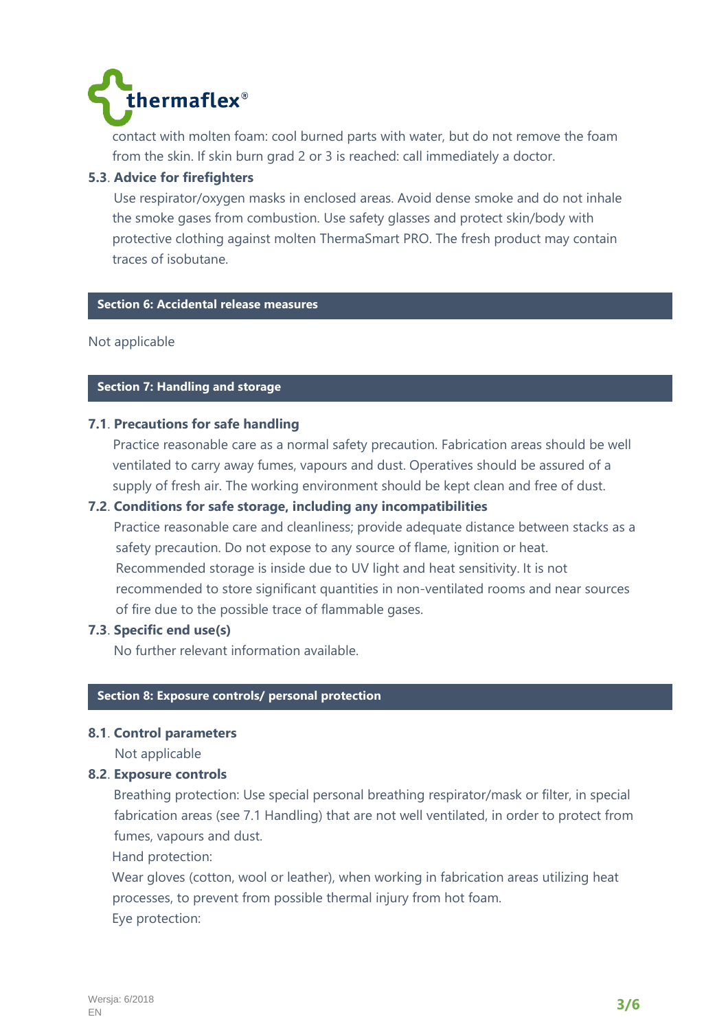contact with molten foam: cool burned parts with water, but do not remove the foam from the skin. If skin burn grad 2 or 3 is reached: call immediately a doctor.

**5.3. Advice for firefighters**

Use respirator/oxygen masks in enclosed areas. Avoid dense smoke and do not inhale the smoke gases from combustion. Use safety glasses and protect skin/body with protective clothing against molten ThermaSmart PRO. The fresh product may contain traces of isobutane.

## Section 6: Accidental release measures

Not applicable

## Section 7: Handling and storage

**7.1. Precautions for safe handling**

Practice reasonable care as a normal safety precaution. Fabrication areas should be well ventilated to carry away fumes, vapours and dust. Operatives should be assured of a supply of fresh air. The working environment should be kept clean and free of dust.

**7.2. Conditions for safe storage, including any incompatibilities**

Practice reasonable care and cleanliness; provide adequate distance between stacks as a safety precaution. Do not expose to any source of flame, ignition or heat. Recommended storage is inside due to UV light and heat sensitivity. It is not recommended to store significant quantities in non-ventilated rooms and near sources of fire due to the possible trace of flammable gases.

**7.3. Specific end use(s)**

No further relevant information available.

## Section 8: Exposure controls/ personal protection

**8.1. Control parameters**

Not applicable

**8.2. Exposure controls**

Breathing protection: Use special personal breathing respirator/mask or filter, in special fabrication areas (see 7.1 Handling) that are not well ventilated, in order to protect from fumes, vapours and dust.

Hand protection:

Wear gloves (cotton, wool or leather), when working in fabrication areas utilizing heat processes, to prevent from possible thermal injury from hot foam.

Eye protection:

Wersja: 6/2018
EN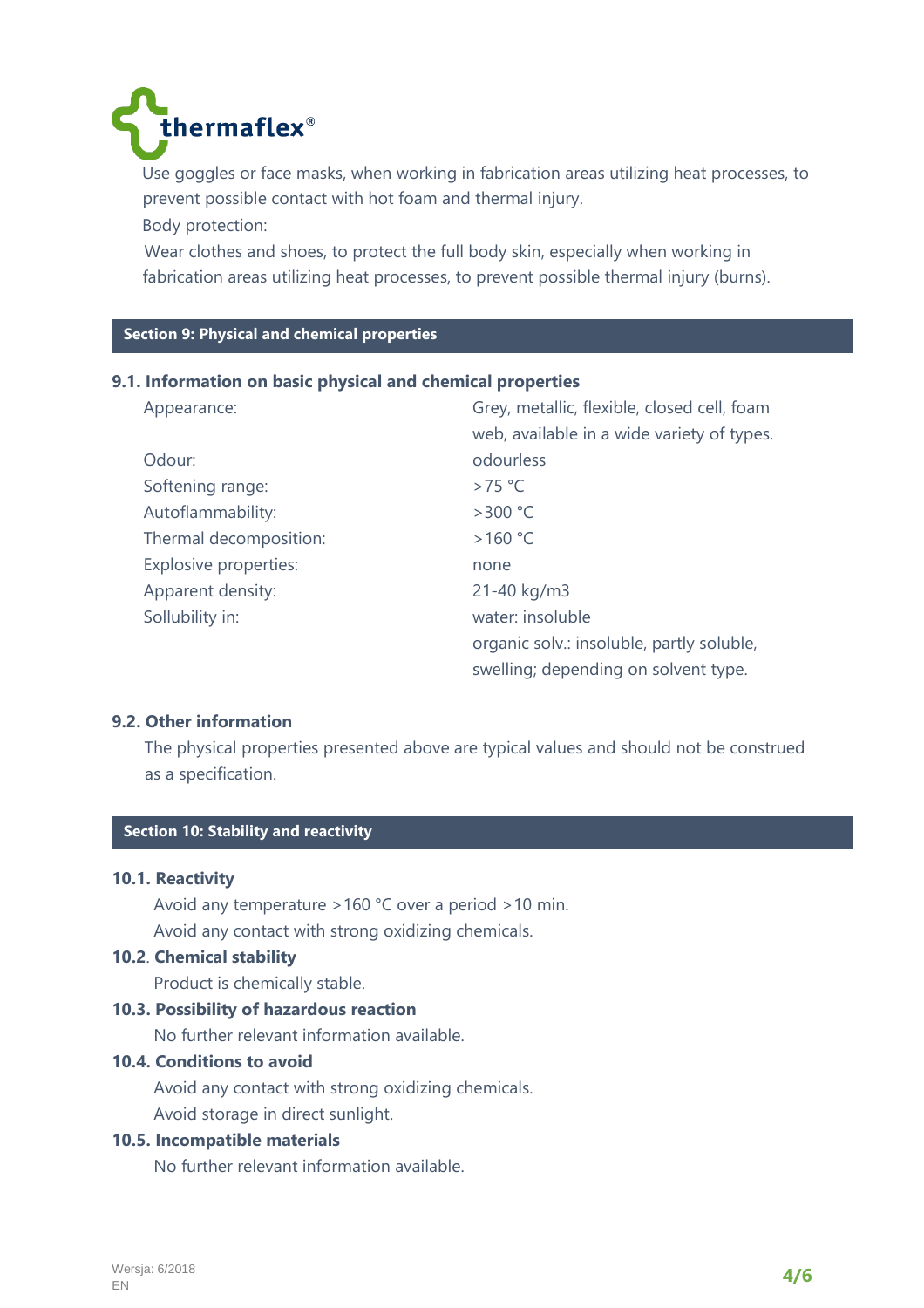Use goggles or face masks, when working in fabrication areas utilizing heat processes, to prevent possible contact with hot foam and thermal injury.

Body protection:

Wear clothes and shoes, to protect the full body skin, especially when working in fabrication areas utilizing heat processes, to prevent possible thermal injury (burns).

## Section 9: Physical and chemical properties

### 9.1. Information on basic physical and chemical properties

| | |
|---|---|
| Appearance: | Grey, metallic, flexible, closed cell, foam web, available in a wide variety of types. |
| Odour: | odourless |
| Softening range: | >75 °C |
| Autoflammability: | >300 °C |
| Thermal decomposition: | >160 °C |
| Explosive properties: | none |
| Apparent density: | 21-40 kg/m3 |
| Sollubility in: | water: insoluble<br>organic solv.: insoluble, partly soluble, swelling; depending on solvent type. |

### 9.2. Other information

The physical properties presented above are typical values and should not be construed as a specification.

## Section 10: Stability and reactivity

### 10.1. Reactivity

Avoid any temperature >160 °C over a period >10 min.

Avoid any contact with strong oxidizing chemicals.

### 10.2. Chemical stability

Product is chemically stable.

### 10.3. Possibility of hazardous reaction

No further relevant information available.

### 10.4. Conditions to avoid

Avoid any contact with strong oxidizing chemicals.

Avoid storage in direct sunlight.

### 10.5. Incompatible materials

No further relevant information available.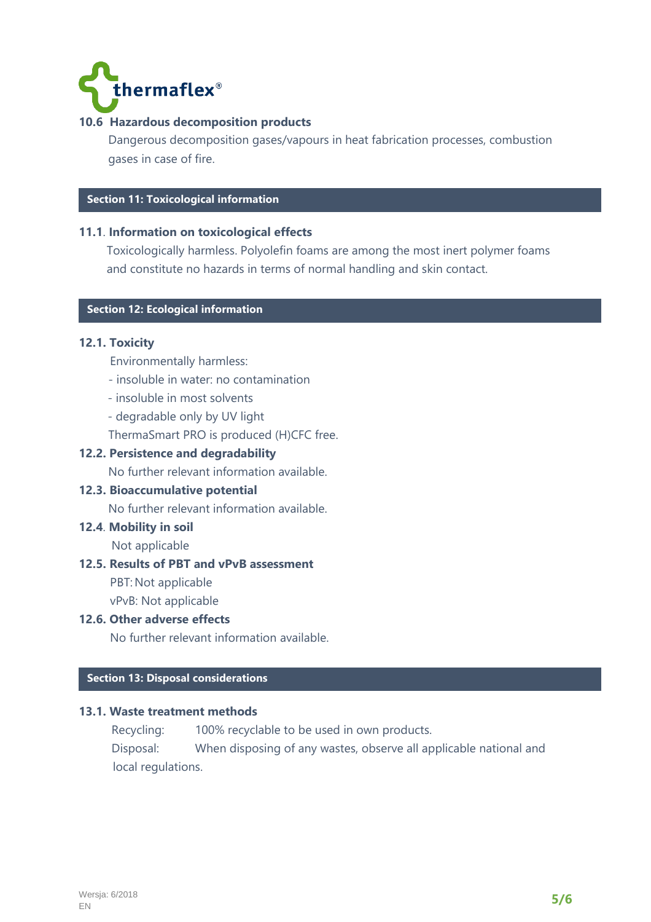### 10.6 Hazardous decomposition products

Dangerous decomposition gases/vapours in heat fabrication processes, combustion gases in case of fire.

## Section 11: Toxicological information

### 11.1. Information on toxicological effects

Toxicologically harmless. Polyolefin foams are among the most inert polymer foams and constitute no hazards in terms of normal handling and skin contact.

## Section 12: Ecological information

### 12.1. Toxicity

Environmentally harmless:

- insoluble in water: no contamination
- insoluble in most solvents
- degradable only by UV light

ThermaSmart PRO is produced (H)CFC free.

### 12.2. Persistence and degradability

No further relevant information available.

### 12.3. Bioaccumulative potential

No further relevant information available.

### 12.4. Mobility in soil

Not applicable

### 12.5. Results of PBT and vPvB assessment

PBT: Not applicable

vPvB: Not applicable

### 12.6. Other adverse effects

No further relevant information available.

## Section 13: Disposal considerations

### 13.1. Waste treatment methods

Recycling: 100% recyclable to be used in own products.

Disposal: When disposing of any wastes, observe all applicable national and local regulations.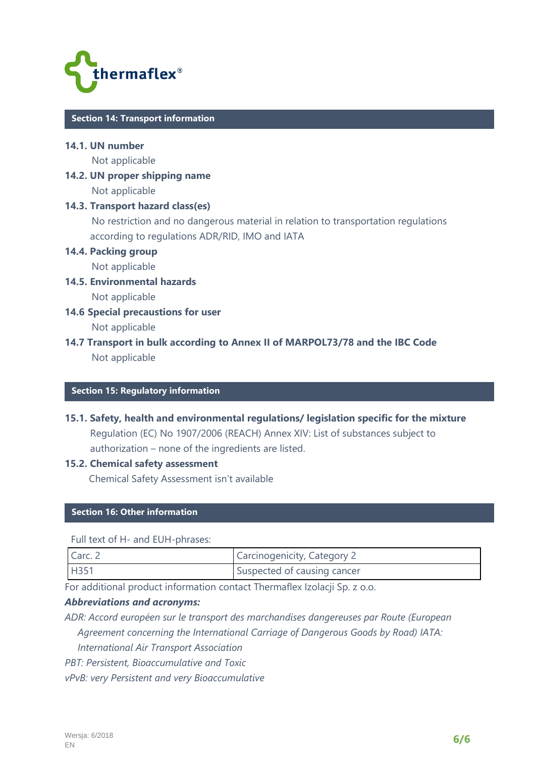## Section 14: Transport information

**14.1. UN number**

Not applicable

**14.2. UN proper shipping name**

Not applicable

**14.3. Transport hazard class(es)**

No restriction and no dangerous material in relation to transportation regulations according to regulations ADR/RID, IMO and IATA

**14.4. Packing group**

Not applicable

**14.5. Environmental hazards**

Not applicable

**14.6 Special precaustions for user**

Not applicable

**14.7 Transport in bulk according to Annex II of MARPOL73/78 and the IBC Code**

Not applicable

## Section 15: Regulatory information

**15.1. Safety, health and environmental regulations/ legislation specific for the mixture**

Regulation (EC) No 1907/2006 (REACH) Annex XIV: List of substances subject to authorization – none of the ingredients are listed.

**15.2. Chemical safety assessment**

Chemical Safety Assessment isn't available

## Section 16: Other information

Full text of H- and EUH-phrases:

| | |
|---|---|
| Carc. 2 | Carcinogenicity, Category 2 |
| H351 | Suspected of causing cancer |

For additional product information contact Thermaflex Izolacji Sp. z o.o.

***Abbreviations and acronyms:***

*ADR: Accord européen sur le transport des marchandises dangereuses par Route (European Agreement concerning the International Carriage of Dangerous Goods by Road) IATA: International Air Transport Association*

*PBT: Persistent, Bioaccumulative and Toxic*

*vPvB: very Persistent and very Bioaccumulative*

Wersja: 6/2018
EN